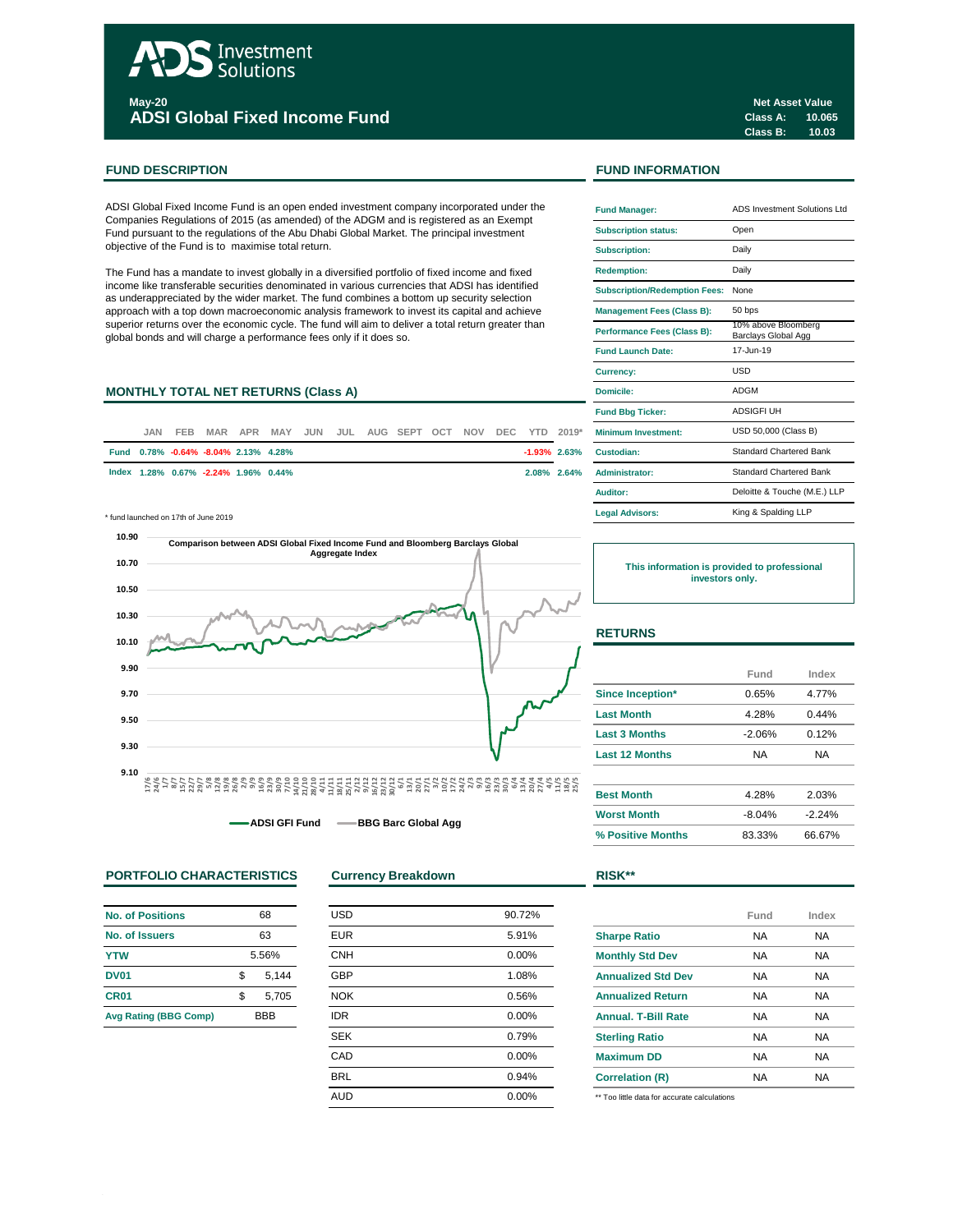ADS Investment Solutions

**May-20**

# ADSI Global Fixed Income Fund

**Net Asset Value**

| | |
|---|---|
| Class A: | 10.065 |
| Class B: | 10.03 |

## FUND DESCRIPTION

ADSI Global Fixed Income Fund is an open ended investment company incorporated under the Companies Regulations of 2015 (as amended) of the ADGM and is registered as an Exempt Fund pursuant to the regulations of the Abu Dhabi Global Market. The principal investment objective of the Fund is to maximise total return.

The Fund has a mandate to invest globally in a diversified portfolio of fixed income and fixed income like transferable securities denominated in various currencies that ADSI has identified as underappreciated by the wider market. The fund combines a bottom up security selection approach with a top down macroeconomic analysis framework to invest its capital and achieve superior returns over the economic cycle. The fund will aim to deliver a total return greater than global bonds and will charge a performance fees only if it does so.

## MONTHLY TOTAL NET RETURNS (Class A)

| | JAN | FEB | MAR | APR | MAY | JUN | JUL | AUG | SEPT | OCT | NOV | DEC | YTD | 2019* |
|---|---|---|---|---|---|---|---|---|---|---|---|---|---|---|
| Fund | 0.78% | -0.64% | -8.04% | 2.13% | 4.28% | | | | | | | | -1.93% | 2.63% |
| Index | 1.28% | 0.67% | -2.24% | 1.96% | 0.44% | | | | | | | | 2.08% | 2.64% |

\* fund launched on 17th of June 2019

Comparison between ADSI Global Fixed Income Fund and Bloomberg Barclays Global Aggregate Index

ADSI GFI Fund — BBG Barc Global Agg

## FUND INFORMATION

| | |
|---|---|
| Fund Manager: | ADS Investment Solutions Ltd |
| Subscription status: | Open |
| Subscription: | Daily |
| Redemption: | Daily |
| Subscription/Redemption Fees: | None |
| Management Fees (Class B): | 50 bps |
| Performance Fees (Class B): | 10% above Bloomberg Barclays Global Agg |
| Fund Launch Date: | 17-Jun-19 |
| Currency: | USD |
| Domicile: | ADGM |
| Fund Bbg Ticker: | ADSIGFI UH |
| Minimum Investment: | USD 50,000 (Class B) |
| Custodian: | Standard Chartered Bank |
| Administrator: | Standard Chartered Bank |
| Auditor: | Deloitte & Touche (M.E.) LLP |
| Legal Advisors: | King & Spalding LLP |

**This information is provided to professional investors only.**

## RETURNS

| | Fund | Index |
|---|---|---|
| Since Inception* | 0.65% | 4.77% |
| Last Month | 4.28% | 0.44% |
| Last 3 Months | -2.06% | 0.12% |
| Last 12 Months | NA | NA |
| Best Month | 4.28% | 2.03% |
| Worst Month | -8.04% | -2.24% |
| % Positive Months | 83.33% | 66.67% |

## PORTFOLIO CHARACTERISTICS

| | |
|---|---|
| No. of Positions | 68 |
| No. of Issuers | 63 |
| YTW | 5.56% |
| DV01 | $ 5,144 |
| CR01 | $ 5,705 |
| Avg Rating (BBG Comp) | BBB |

## Currency Breakdown

| | |
|---|---|
| USD | 90.72% |
| EUR | 5.91% |
| CNH | 0.00% |
| GBP | 1.08% |
| NOK | 0.56% |
| IDR | 0.00% |
| SEK | 0.79% |
| CAD | 0.00% |
| BRL | 0.94% |
| AUD | 0.00% |

## RISK**

| | Fund | Index |
|---|---|---|
| Sharpe Ratio | NA | NA |
| Monthly Std Dev | NA | NA |
| Annualized Std Dev | NA | NA |
| Annualized Return | NA | NA |
| Annual. T-Bill Rate | NA | NA |
| Sterling Ratio | NA | NA |
| Maximum DD | NA | NA |
| Correlation (R) | NA | NA |

** Too little data for accurate calculations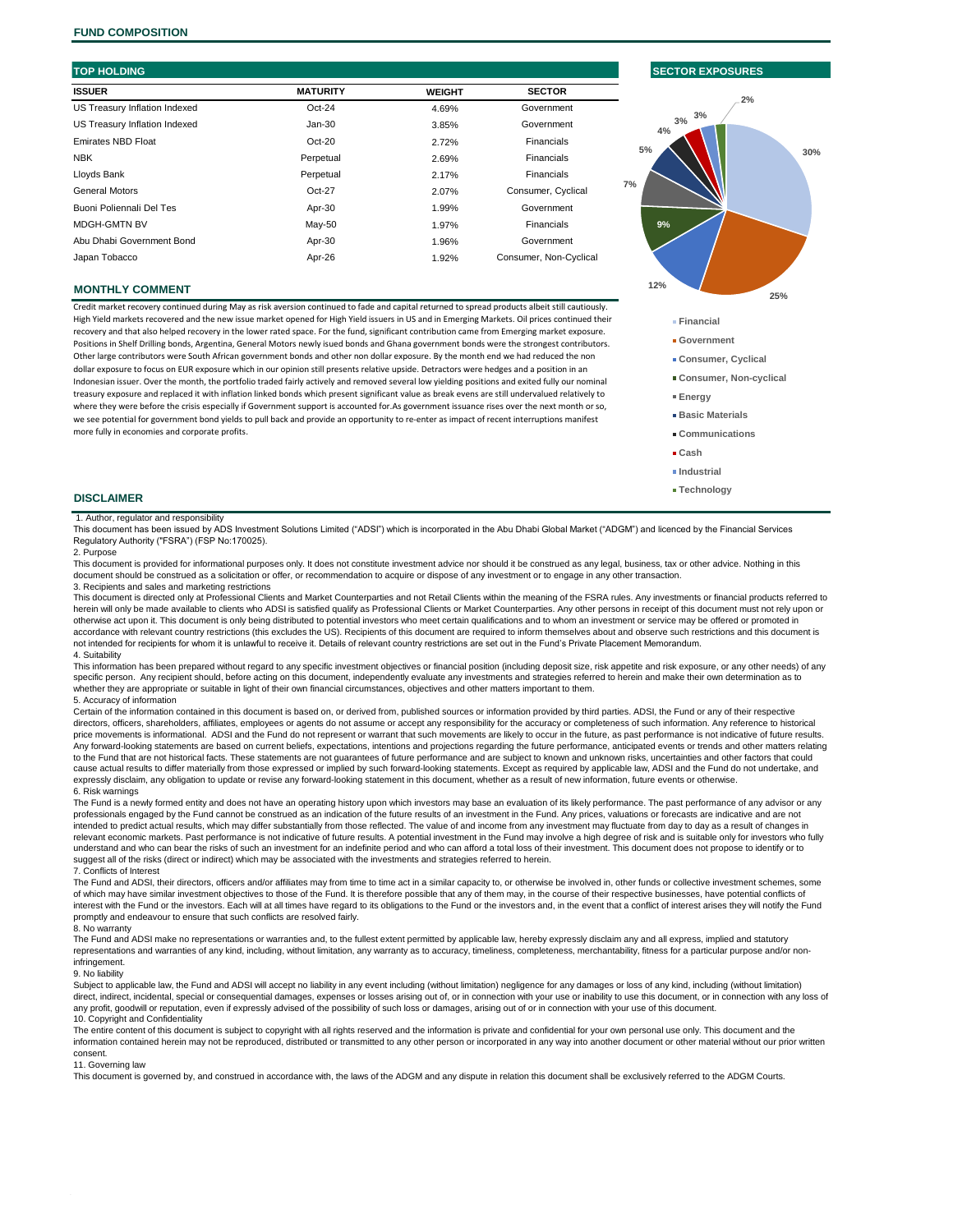## FUND COMPOSITION

### TOP HOLDING

| ISSUER | MATURITY | WEIGHT | SECTOR |
|---|---|---|---|
| US Treasury Inflation Indexed | Oct-24 | 4.69% | Government |
| US Treasury Inflation Indexed | Jan-30 | 3.85% | Government |
| Emirates NBD Float | Oct-20 | 2.72% | Financials |
| NBK | Perpetual | 2.69% | Financials |
| Lloyds Bank | Perpetual | 2.17% | Financials |
| General Motors | Oct-27 | 2.07% | Consumer, Cyclical |
| Buoni Poliennali Del Tes | Apr-30 | 1.99% | Government |
| MDGH-GMTN BV | May-50 | 1.97% | Financials |
| Abu Dhabi Government Bond | Apr-30 | 1.96% | Government |
| Japan Tobacco | Apr-26 | 1.92% | Consumer, Non-Cyclical |

### SECTOR EXPOSURES

30%
25%
12%
9%
7%
5%
4%
3%
3%
2%

- Financial
- Government
- Consumer, Cyclical
- Consumer, Non-cyclical
- Energy
- Basic Materials
- Communications
- Cash
- Industrial
- Technology

### MONTHLY COMMENT

Credit market recovery continued during May as risk aversion continued to fade and capital returned to spread products albeit still cautiously. High Yield markets recovered and the new issue market opened for High Yield issuers in US and in Emerging Markets. Oil prices continued their recovery and that also helped recovery in the lower rated space. For the fund, significant contribution came from Emerging market exposure. Positions in Shelf Drilling bonds, Argentina, General Motors newly issued bonds and Ghana government bonds were the strongest contributors. Other large contributors were South African government bonds and other non dollar exposure. By the month end we had reduced the non dollar exposure to focus on EUR exposure which in our opinion still presents relative upside. Detractors were hedges and a position in an Indonesian issuer. Over the month, the portfolio traded fairly actively and removed several low yielding positions and exited fully our nominal treasury exposure and replaced it with inflation linked bonds which present significant value as break evens are still undervalued relatively to where they were before the crisis especially if Government support is accounted for.As government issuance rises over the next month or so, we see potential for government bond yields to pull back and provide an opportunity to re-enter as impact of recent interruptions manifest more fully in economies and corporate profits.

### DISCLAIMER

1. Author, regulator and responsibility

This document has been issued by ADS Investment Solutions Limited ("ADSI") which is incorporated in the Abu Dhabi Global Market ("ADGM") and licenced by the Financial Services Regulatory Authority ("FSRA") (FSP No:170025).

2. Purpose

This document is provided for informational purposes only. It does not constitute investment advice nor should it be construed as any legal, business, tax or other advice. Nothing in this document should be construed as a solicitation or offer, or recommendation to acquire or dispose of any investment or to engage in any other transaction.

3. Recipients and sales and marketing restrictions

This document is directed only at Professional Clients and Market Counterparties and not Retail Clients within the meaning of the FSRA rules. Any investments or financial products referred to herein will only be made available to clients who ADSI is satisfied qualify as Professional Clients or Market Counterparties. Any other persons in receipt of this document must not rely upon or otherwise act upon it. This document is only being distributed to potential investors who meet certain qualifications and to whom an investment or service may be offered or promoted in accordance with relevant country restrictions (this excludes the US). Recipients of this document are required to inform themselves about and observe such restrictions and this document is not intended for recipients for whom it is unlawful to receive it. Details of relevant country restrictions are set out in the Fund's Private Placement Memorandum.

4. Suitability

This information has been prepared without regard to any specific investment objectives or financial position (including deposit size, risk appetite and risk exposure, or any other needs) of any specific person. Any recipient should, before acting on this document, independently evaluate any investments and strategies referred to herein and make their own determination as to whether they are appropriate or suitable in light of their own financial circumstances, objectives and other matters important to them.

5. Accuracy of information

Certain of the information contained in this document is based on, or derived from, published sources or information provided by third parties. ADSI, the Fund or any of their respective directors, officers, shareholders, affiliates, employees or agents do not assume or accept any responsibility for the accuracy or completeness of such information. Any reference to historical price movements is informational. ADSI and the Fund do not represent or warrant that such movements are likely to occur in the future, as past performance is not indicative of future results. Any forward-looking statements are based on current beliefs, expectations, intentions and projections regarding the future performance, anticipated events or trends and other matters relating to the Fund that are not historical facts. These statements are not guarantees of future performance and are subject to known and unknown risks, uncertainties and other factors that could cause actual results to differ materially from those expressed or implied by such forward-looking statements. Except as required by applicable law, ADSI and the Fund do not undertake, and expressly disclaim, any obligation to update or revise any forward-looking statement in this document, whether as a result of new information, future events or otherwise.

6. Risk warnings

The Fund is a newly formed entity and does not have an operating history upon which investors may base an evaluation of its likely performance. The past performance of any advisor or any professionals engaged by the Fund cannot be construed as an indication of the future results of an investment in the Fund. Any prices, valuations or forecasts are indicative and are not intended to predict actual results, which may differ substantially from those reflected. The value of and income from any investment may fluctuate from day to day as a result of changes in relevant economic markets. Past performance is not indicative of future results. A potential investment in the Fund may involve a high degree of risk and is suitable only for investors who fully understand and who can bear the risks of such an investment for an indefinite period and who can afford a total loss of their investment. This document does not propose to identify or to suggest all of the risks (direct or indirect) which may be associated with the investments and strategies referred to herein.

7. Conflicts of Interest

The Fund and ADSI, their directors, officers and/or affiliates may from time to time act in a similar capacity to, or otherwise be involved in, other funds or collective investment schemes, some of which may have similar investment objectives to those of the Fund. It is therefore possible that any of them may, in the course of their respective businesses, have potential conflicts of interest with the Fund or the investors. Each will at all times have regard to its obligations to the Fund or the investors and, in the event that a conflict of interest arises they will notify the Fund promptly and endeavour to ensure that such conflicts are resolved fairly.

8. No warranty

The Fund and ADSI make no representations or warranties and, to the fullest extent permitted by applicable law, hereby expressly disclaim any and all express, implied and statutory representations and warranties of any kind, including, without limitation, any warranty as to accuracy, timeliness, completeness, merchantability, fitness for a particular purpose and/or non-infringement.

9. No liability

Subject to applicable law, the Fund and ADSI will accept no liability in any event including (without limitation) negligence for any damages or loss of any kind, including (without limitation) direct, indirect, incidental, special or consequential damages, expenses or losses arising out of, or in connection with your use or inability to use this document, or in connection with any loss of any profit, goodwill or reputation, even if expressly advised of the possibility of such loss or damages, arising out of or in connection with your use of this document.

10. Copyright and Confidentiality

The entire content of this document is subject to copyright with all rights reserved and the information is private and confidential for your own personal use only. This document and the information contained herein may not be reproduced, distributed or transmitted to any other person or incorporated in any way into another document or other material without our prior written consent.

11. Governing law

This document is governed by, and construed in accordance with, the laws of the ADGM and any dispute in relation this document shall be exclusively referred to the ADGM Courts.